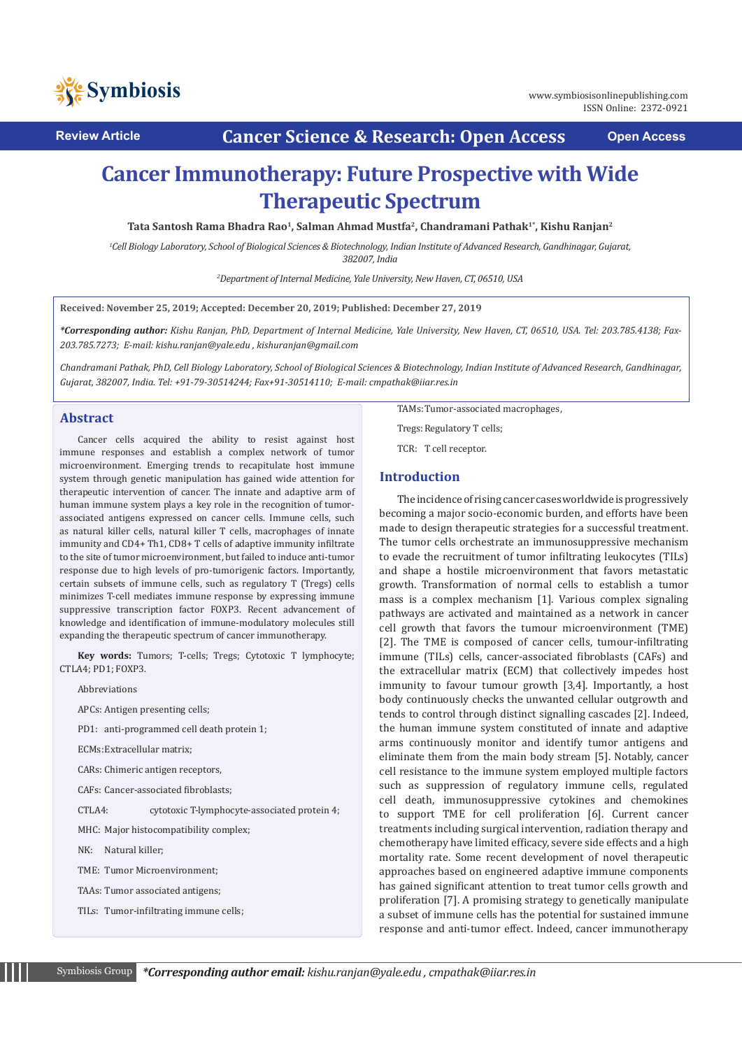Review Article

# Cancer Immunotherapy: Future Prospective with Wide Therapeutic Spectrum

**Tata Santosh Rama Bhadra Rao[1], Salman Ahmad Mustfa[2], Chandramani Pathak[1*], Kishu Ranjan[2]**

*[1]Cell Biology Laboratory, School of Biological Sciences & Biotechnology, Indian Institute of Advanced Research, Gandhinagar, Gujarat, 382007, India*

*[2]Department of Internal Medicine, Yale University, New Haven, CT, 06510, USA*

**Received: November 25, 2019; Accepted: December 20, 2019; Published: December 27, 2019**

***Corresponding author:** *Kishu Ranjan, PhD, Department of Internal Medicine, Yale University, New Haven, CT, 06510, USA. Tel: 203.785.4138; Fax-203.785.7273; E-mail: kishu.ranjan@yale.edu , kishuranjan@gmail.com*

*Chandramani Pathak, PhD, Cell Biology Laboratory, School of Biological Sciences & Biotechnology, Indian Institute of Advanced Research, Gandhinagar, Gujarat, 382007, India. Tel: +91-79-30514244; Fax+91-30514110; E-mail: cmpathak@iiar.res.in*

## Abstract

Cancer cells acquired the ability to resist against host immune responses and establish a complex network of tumor microenvironment. Emerging trends to recapitulate host immune system through genetic manipulation has gained wide attention for therapeutic intervention of cancer. The innate and adaptive arm of human immune system plays a key role in the recognition of tumor-associated antigens expressed on cancer cells. Immune cells, such as natural killer cells, natural killer T cells, macrophages of innate immunity and CD4+ Th1, CD8+ T cells of adaptive immunity infiltrate to the site of tumor microenvironment, but failed to induce anti-tumor response due to high levels of pro-tumorigenic factors. Importantly, certain subsets of immune cells, such as regulatory T (Tregs) cells minimizes T-cell mediates immune response by expressing immune suppressive transcription factor FOXP3. Recent advancement of knowledge and identification of immune-modulatory molecules still expanding the therapeutic spectrum of cancer immunotherapy.

**Key words:** Tumors; T-cells; Tregs; Cytotoxic T lymphocyte; CTLA4; PD1; FOXP3.

Abbreviations

APCs: Antigen presenting cells;

PD1: anti-programmed cell death protein 1;

ECMs: Extracellular matrix;

CARs: Chimeric antigen receptors,

CAFs: Cancer-associated fibroblasts;

CTLA4: cytotoxic T-lymphocyte-associated protein 4;

MHC: Major histocompatibility complex;

NK: Natural killer;

TME: Tumor Microenvironment;

TAAs: Tumor associated antigens;

TILs: Tumor-infiltrating immune cells;

TAMs: Tumor-associated macrophages,

Tregs: Regulatory T cells;

TCR: T cell receptor.

## Introduction

The incidence of rising cancer cases worldwide is progressively becoming a major socio-economic burden, and efforts have been made to design therapeutic strategies for a successful treatment. The tumor cells orchestrate an immunosuppressive mechanism to evade the recruitment of tumor infiltrating leukocytes (TILs) and shape a hostile microenvironment that favors metastatic growth. Transformation of normal cells to establish a tumor mass is a complex mechanism [1]. Various complex signaling pathways are activated and maintained as a network in cancer cell growth that favors the tumour microenvironment (TME) [2]. The TME is composed of cancer cells, tumour-infiltrating immune (TILs) cells, cancer-associated fibroblasts (CAFs) and the extracellular matrix (ECM) that collectively impedes host immunity to favour tumour growth [3,4]. Importantly, a host body continuously checks the unwanted cellular outgrowth and tends to control through distinct signalling cascades [2]. Indeed, the human immune system constituted of innate and adaptive arms continuously monitor and identify tumor antigens and eliminate them from the main body stream [5]. Notably, cancer cell resistance to the immune system employed multiple factors such as suppression of regulatory immune cells, regulated cell death, immunosuppressive cytokines and chemokines to support TME for cell proliferation [6]. Current cancer treatments including surgical intervention, radiation therapy and chemotherapy have limited efficacy, severe side effects and a high mortality rate. Some recent development of novel therapeutic approaches based on engineered adaptive immune components has gained significant attention to treat tumor cells growth and proliferation [7]. A promising strategy to genetically manipulate a subset of immune cells has the potential for sustained immune response and anti-tumor effect. Indeed, cancer immunotherapy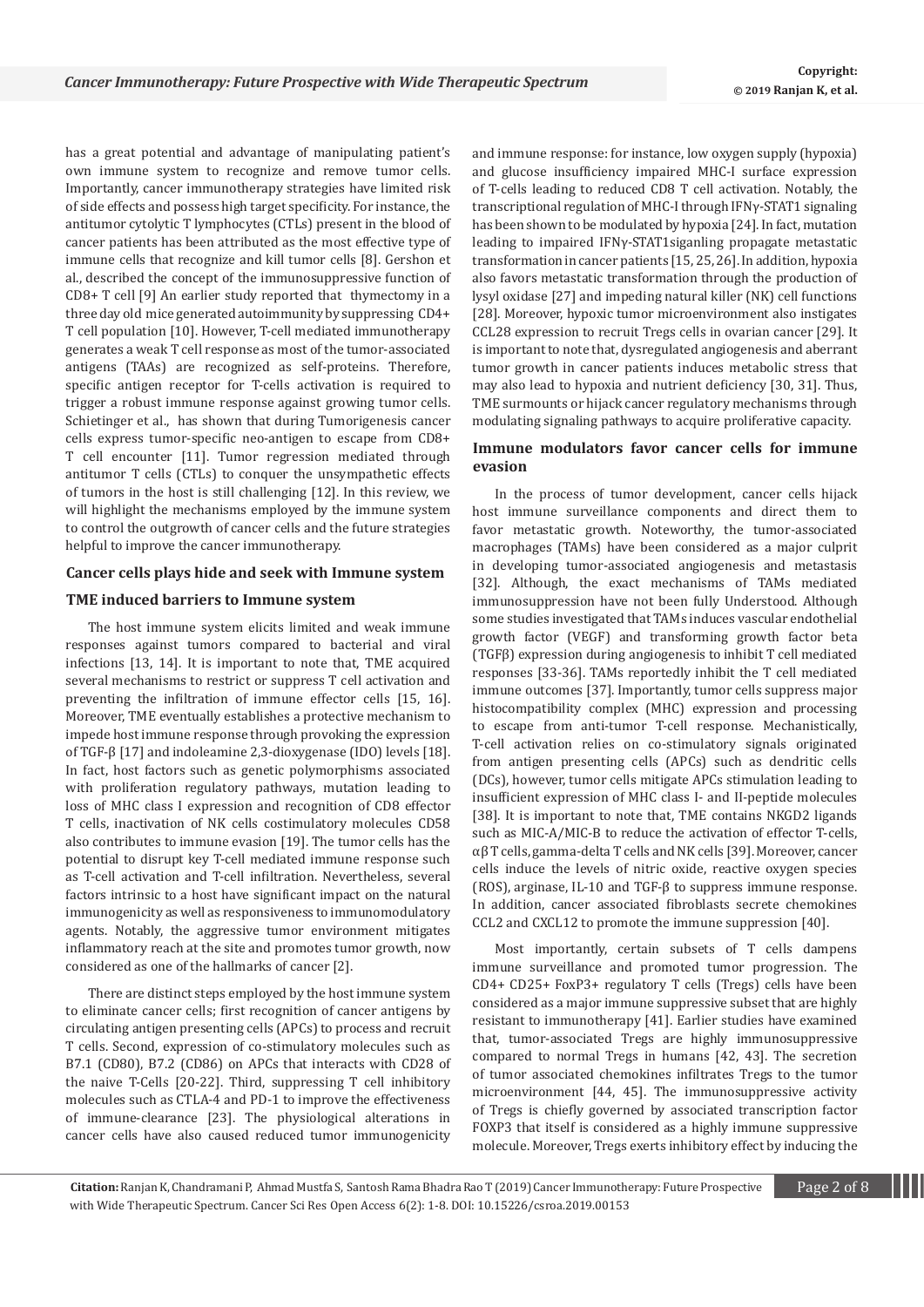has a great potential and advantage of manipulating patient's own immune system to recognize and remove tumor cells. Importantly, cancer immunotherapy strategies have limited risk of side effects and possess high target specificity. For instance, the antitumor cytolytic T lymphocytes (CTLs) present in the blood of cancer patients has been attributed as the most effective type of immune cells that recognize and kill tumor cells [8]. Gershon et al., described the concept of the immunosuppressive function of CD8+ T cell [9] An earlier study reported that thymectomy in a three day old mice generated autoimmunity by suppressing CD4+ T cell population [10]. However, T-cell mediated immunotherapy generates a weak T cell response as most of the tumor-associated antigens (TAAs) are recognized as self-proteins. Therefore, specific antigen receptor for T-cells activation is required to trigger a robust immune response against growing tumor cells. Schietinger et al., has shown that during Tumorigenesis cancer cells express tumor-specific neo-antigen to escape from CD8+ T cell encounter [11]. Tumor regression mediated through antitumor T cells (CTLs) to conquer the unsympathetic effects of tumors in the host is still challenging [12]. In this review, we will highlight the mechanisms employed by the immune system to control the outgrowth of cancer cells and the future strategies helpful to improve the cancer immunotherapy.

## Cancer cells plays hide and seek with Immune system

### TME induced barriers to Immune system

The host immune system elicits limited and weak immune responses against tumors compared to bacterial and viral infections [13, 14]. It is important to note that, TME acquired several mechanisms to restrict or suppress T cell activation and preventing the infiltration of immune effector cells [15, 16]. Moreover, TME eventually establishes a protective mechanism to impede host immune response through provoking the expression of TGF-β [17] and indoleamine 2,3-dioxygenase (IDO) levels [18]. In fact, host factors such as genetic polymorphisms associated with proliferation regulatory pathways, mutation leading to loss of MHC class I expression and recognition of CD8 effector T cells, inactivation of NK cells costimulatory molecules CD58 also contributes to immune evasion [19]. The tumor cells has the potential to disrupt key T-cell mediated immune response such as T-cell activation and T-cell infiltration. Nevertheless, several factors intrinsic to a host have significant impact on the natural immunogenicity as well as responsiveness to immunomodulatory agents. Notably, the aggressive tumor environment mitigates inflammatory reach at the site and promotes tumor growth, now considered as one of the hallmarks of cancer [2].

There are distinct steps employed by the host immune system to eliminate cancer cells; first recognition of cancer antigens by circulating antigen presenting cells (APCs) to process and recruit T cells. Second, expression of co-stimulatory molecules such as B7.1 (CD80), B7.2 (CD86) on APCs that interacts with CD28 of the naive T-Cells [20-22]. Third, suppressing T cell inhibitory molecules such as CTLA-4 and PD-1 to improve the effectiveness of immune-clearance [23]. The physiological alterations in cancer cells have also caused reduced tumor immunogenicity and immune response: for instance, low oxygen supply (hypoxia) and glucose insufficiency impaired MHC-I surface expression of T-cells leading to reduced CD8 T cell activation. Notably, the transcriptional regulation of MHC-I through IFNγ-STAT1 signaling has been shown to be modulated by hypoxia [24]. In fact, mutation leading to impaired IFNγ-STAT1siganling propagate metastatic transformation in cancer patients [15, 25, 26]. In addition, hypoxia also favors metastatic transformation through the production of lysyl oxidase [27] and impeding natural killer (NK) cell functions [28]. Moreover, hypoxic tumor microenvironment also instigates CCL28 expression to recruit Tregs cells in ovarian cancer [29]. It is important to note that, dysregulated angiogenesis and aberrant tumor growth in cancer patients induces metabolic stress that may also lead to hypoxia and nutrient deficiency [30, 31]. Thus, TME surmounts or hijack cancer regulatory mechanisms through modulating signaling pathways to acquire proliferative capacity.

### Immune modulators favor cancer cells for immune evasion

In the process of tumor development, cancer cells hijack host immune surveillance components and direct them to favor metastatic growth. Noteworthy, the tumor-associated macrophages (TAMs) have been considered as a major culprit in developing tumor-associated angiogenesis and metastasis [32]. Although, the exact mechanisms of TAMs mediated immunosuppression have not been fully Understood. Although some studies investigated that TAMs induces vascular endothelial growth factor (VEGF) and transforming growth factor beta (TGFβ) expression during angiogenesis to inhibit T cell mediated responses [33-36]. TAMs reportedly inhibit the T cell mediated immune outcomes [37]. Importantly, tumor cells suppress major histocompatibility complex (MHC) expression and processing to escape from anti-tumor T-cell response. Mechanistically, T-cell activation relies on co-stimulatory signals originated from antigen presenting cells (APCs) such as dendritic cells (DCs), however, tumor cells mitigate APCs stimulation leading to insufficient expression of MHC class I- and II-peptide molecules [38]. It is important to note that, TME contains NKGD2 ligands such as MIC-A/MIC-B to reduce the activation of effector T-cells, αβ T cells, gamma-delta T cells and NK cells [39]. Moreover, cancer cells induce the levels of nitric oxide, reactive oxygen species (ROS), arginase, IL-10 and TGF-β to suppress immune response. In addition, cancer associated fibroblasts secrete chemokines CCL2 and CXCL12 to promote the immune suppression [40].

Most importantly, certain subsets of T cells dampens immune surveillance and promoted tumor progression. The CD4+ CD25+ FoxP3+ regulatory T cells (Tregs) cells have been considered as a major immune suppressive subset that are highly resistant to immunotherapy [41]. Earlier studies have examined that, tumor-associated Tregs are highly immunosuppressive compared to normal Tregs in humans [42, 43]. The secretion of tumor associated chemokines infiltrates Tregs to the tumor microenvironment [44, 45]. The immunosuppressive activity of Tregs is chiefly governed by associated transcription factor FOXP3 that itself is considered as a highly immune suppressive molecule. Moreover, Tregs exerts inhibitory effect by inducing the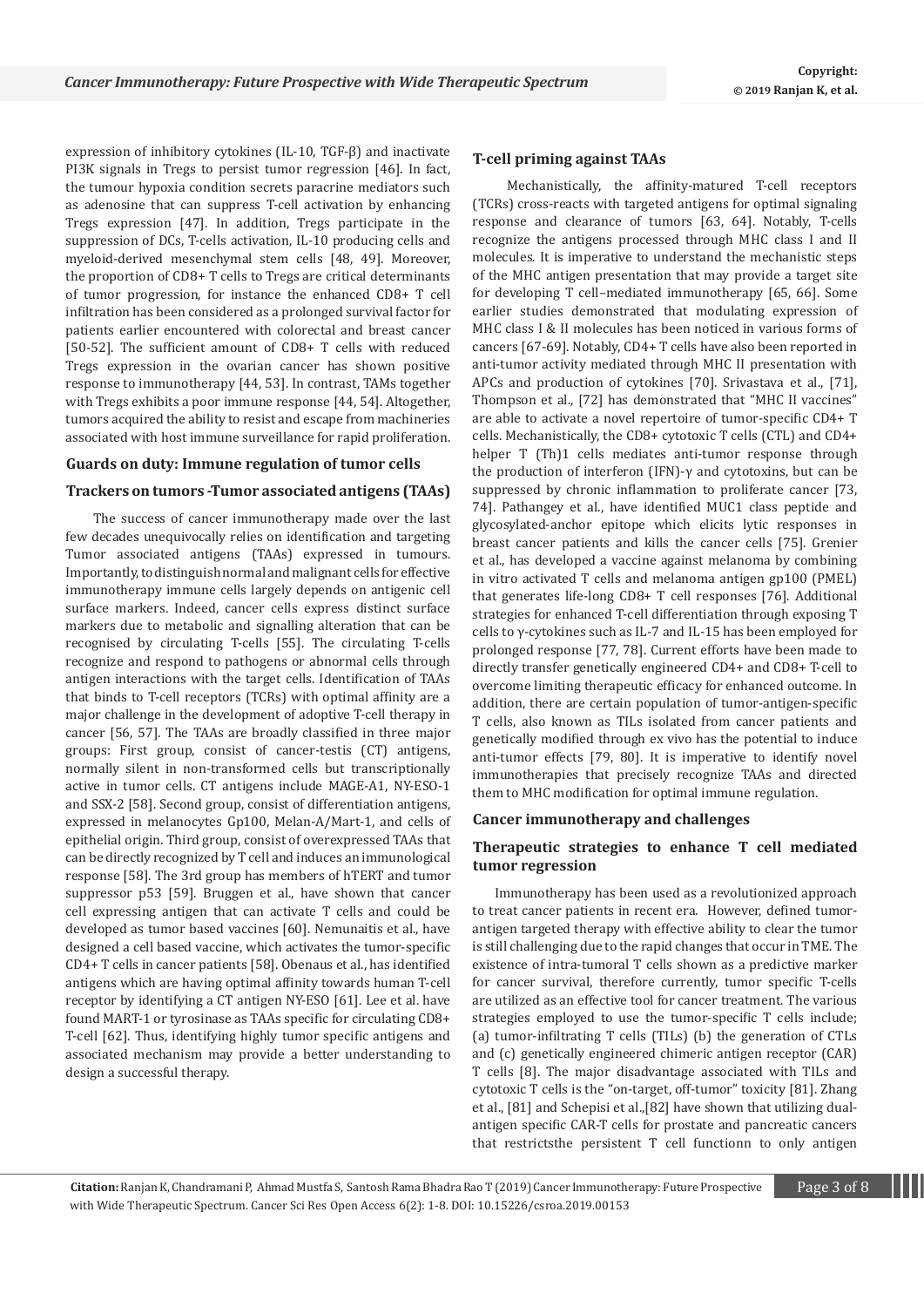expression of inhibitory cytokines (IL-10, TGF-β) and inactivate PI3K signals in Tregs to persist tumor regression [46]. In fact, the tumour hypoxia condition secrets paracrine mediators such as adenosine that can suppress T-cell activation by enhancing Tregs expression [47]. In addition, Tregs participate in the suppression of DCs, T-cells activation, IL-10 producing cells and myeloid-derived mesenchymal stem cells [48, 49]. Moreover, the proportion of CD8+ T cells to Tregs are critical determinants of tumor progression, for instance the enhanced CD8+ T cell infiltration has been considered as a prolonged survival factor for patients earlier encountered with colorectal and breast cancer [50-52]. The sufficient amount of CD8+ T cells with reduced Tregs expression in the ovarian cancer has shown positive response to immunotherapy [44, 53]. In contrast, TAMs together with Tregs exhibits a poor immune response [44, 54]. Altogether, tumors acquired the ability to resist and escape from machineries associated with host immune surveillance for rapid proliferation.

## Guards on duty: Immune regulation of tumor cells

### Trackers on tumors -Tumor associated antigens (TAAs)

The success of cancer immunotherapy made over the last few decades unequivocally relies on identification and targeting Tumor associated antigens (TAAs) expressed in tumours. Importantly, to distinguish normal and malignant cells for effective immunotherapy immune cells largely depends on antigenic cell surface markers. Indeed, cancer cells express distinct surface markers due to metabolic and signalling alteration that can be recognised by circulating T-cells [55]. The circulating T-cells recognize and respond to pathogens or abnormal cells through antigen interactions with the target cells. Identification of TAAs that binds to T-cell receptors (TCRs) with optimal affinity are a major challenge in the development of adoptive T-cell therapy in cancer [56, 57]. The TAAs are broadly classified in three major groups: First group, consist of cancer-testis (CT) antigens, normally silent in non-transformed cells but transcriptionally active in tumor cells. CT antigens include MAGE-A1, NY-ESO-1 and SSX-2 [58]. Second group, consist of differentiation antigens, expressed in melanocytes Gp100, Melan-A/Mart-1, and cells of epithelial origin. Third group, consist of overexpressed TAAs that can be directly recognized by T cell and induces an immunological response [58]. The 3rd group has members of hTERT and tumor suppressor p53 [59]. Bruggen et al., have shown that cancer cell expressing antigen that can activate T cells and could be developed as tumor based vaccines [60]. Nemunaitis et al., have designed a cell based vaccine, which activates the tumor-specific CD4+ T cells in cancer patients [58]. Obenaus et al., has identified antigens which are having optimal affinity towards human T-cell receptor by identifying a CT antigen NY-ESO [61]. Lee et al. have found MART-1 or tyrosinase as TAAs specific for circulating CD8+ T-cell [62]. Thus, identifying highly tumor specific antigens and associated mechanism may provide a better understanding to design a successful therapy.

### T-cell priming against TAAs

Mechanistically, the affinity-matured T-cell receptors (TCRs) cross-reacts with targeted antigens for optimal signaling response and clearance of tumors [63, 64]. Notably, T-cells recognize the antigens processed through MHC class I and II molecules. It is imperative to understand the mechanistic steps of the MHC antigen presentation that may provide a target site for developing T cell–mediated immunotherapy [65, 66]. Some earlier studies demonstrated that modulating expression of MHC class I & II molecules has been noticed in various forms of cancers [67-69]. Notably, CD4+ T cells have also been reported in anti-tumor activity mediated through MHC II presentation with APCs and production of cytokines [70]. Srivastava et al., [71], Thompson et al., [72] has demonstrated that "MHC II vaccines" are able to activate a novel repertoire of tumor-specific CD4+ T cells. Mechanistically, the CD8+ cytotoxic T cells (CTL) and CD4+ helper T (Th)1 cells mediates anti-tumor response through the production of interferon (IFN)-γ and cytotoxins, but can be suppressed by chronic inflammation to proliferate cancer [73, 74]. Pathangey et al., have identified MUC1 class peptide and glycosylated-anchor epitope which elicits lytic responses in breast cancer patients and kills the cancer cells [75]. Grenier et al., has developed a vaccine against melanoma by combining in vitro activated T cells and melanoma antigen gp100 (PMEL) that generates life-long CD8+ T cell responses [76]. Additional strategies for enhanced T-cell differentiation through exposing T cells to γ-cytokines such as IL-7 and IL-15 has been employed for prolonged response [77, 78]. Current efforts have been made to directly transfer genetically engineered CD4+ and CD8+ T-cell to overcome limiting therapeutic efficacy for enhanced outcome. In addition, there are certain population of tumor-antigen-specific T cells, also known as TILs isolated from cancer patients and genetically modified through ex vivo has the potential to induce anti-tumor effects [79, 80]. It is imperative to identify novel immunotherapies that precisely recognize TAAs and directed them to MHC modification for optimal immune regulation.

## Cancer immunotherapy and challenges

### Therapeutic strategies to enhance T cell mediated tumor regression

Immunotherapy has been used as a revolutionized approach to treat cancer patients in recent era. However, defined tumor-antigen targeted therapy with effective ability to clear the tumor is still challenging due to the rapid changes that occur in TME. The existence of intra-tumoral T cells shown as a predictive marker for cancer survival, therefore currently, tumor specific T-cells are utilized as an effective tool for cancer treatment. The various strategies employed to use the tumor-specific T cells include; (a) tumor-infiltrating T cells (TILs) (b) the generation of CTLs and (c) genetically engineered chimeric antigen receptor (CAR) T cells [8]. The major disadvantage associated with TILs and cytotoxic T cells is the "on-target, off-tumor" toxicity [81]. Zhang et al., [81] and Schepisi et al.,[82] have shown that utilizing dual-antigen specific CAR-T cells for prostate and pancreatic cancers that restrictsthe persistent T cell functionn to only antigen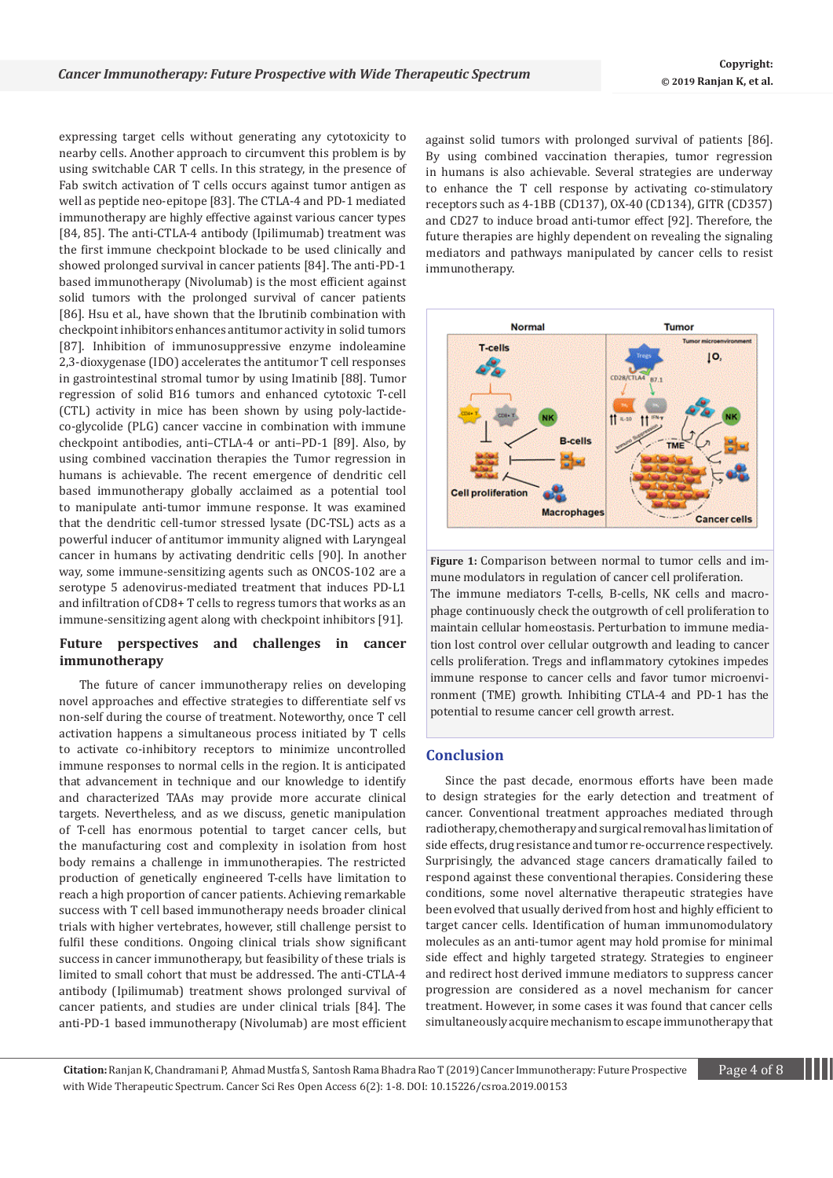expressing target cells without generating any cytotoxicity to nearby cells. Another approach to circumvent this problem is by using switchable CAR T cells. In this strategy, in the presence of Fab switch activation of T cells occurs against tumor antigen as well as peptide neo-epitope [83]. The CTLA-4 and PD-1 mediated immunotherapy are highly effective against various cancer types [84, 85]. The anti-CTLA-4 antibody (Ipilimumab) treatment was the first immune checkpoint blockade to be used clinically and showed prolonged survival in cancer patients [84]. The anti-PD-1 based immunotherapy (Nivolumab) is the most efficient against solid tumors with the prolonged survival of cancer patients [86]. Hsu et al., have shown that the Ibrutinib combination with checkpoint inhibitors enhances antitumor activity in solid tumors [87]. Inhibition of immunosuppressive enzyme indoleamine 2,3-dioxygenase (IDO) accelerates the antitumor T cell responses in gastrointestinal stromal tumor by using Imatinib [88]. Tumor regression of solid B16 tumors and enhanced cytotoxic T-cell (CTL) activity in mice has been shown by using poly-lactide-co-glycolide (PLG) cancer vaccine in combination with immune checkpoint antibodies, anti–CTLA-4 or anti–PD-1 [89]. Also, by using combined vaccination therapies the Tumor regression in humans is achievable. The recent emergence of dendritic cell based immunotherapy globally acclaimed as a potential tool to manipulate anti-tumor immune response. It was examined that the dendritic cell-tumor stressed lysate (DC-TSL) acts as a powerful inducer of antitumor immunity aligned with Laryngeal cancer in humans by activating dendritic cells [90]. In another way, some immune-sensitizing agents such as ONCOS-102 are a serotype 5 adenovirus-mediated treatment that induces PD-L1 and infiltration of CD8+ T cells to regress tumors that works as an immune-sensitizing agent along with checkpoint inhibitors [91].

## Future perspectives and challenges in cancer immunotherapy

The future of cancer immunotherapy relies on developing novel approaches and effective strategies to differentiate self vs non-self during the course of treatment. Noteworthy, once T cell activation happens a simultaneous process initiated by T cells to activate co-inhibitory receptors to minimize uncontrolled immune responses to normal cells in the region. It is anticipated that advancement in technique and our knowledge to identify and characterized TAAs may provide more accurate clinical targets. Nevertheless, and as we discuss, genetic manipulation of T-cell has enormous potential to target cancer cells, but the manufacturing cost and complexity in isolation from host body remains a challenge in immunotherapies. The restricted production of genetically engineered T-cells have limitation to reach a high proportion of cancer patients. Achieving remarkable success with T cell based immunotherapy needs broader clinical trials with higher vertebrates, however, still challenge persist to fulfil these conditions. Ongoing clinical trials show significant success in cancer immunotherapy, but feasibility of these trials is limited to small cohort that must be addressed. The anti-CTLA-4 antibody (Ipilimumab) treatment shows prolonged survival of cancer patients, and studies are under clinical trials [84]. The anti-PD-1 based immunotherapy (Nivolumab) are most efficient against solid tumors with prolonged survival of patients [86]. By using combined vaccination therapies, tumor regression in humans is also achievable. Several strategies are underway to enhance the T cell response by activating co-stimulatory receptors such as 4-1BB (CD137), OX-40 (CD134), GITR (CD357) and CD27 to induce broad anti-tumor effect [92]. Therefore, the future therapies are highly dependent on revealing the signaling mediators and pathways manipulated by cancer cells to resist immunotherapy.

**Figure 1:** Comparison between normal to tumor cells and immune modulators in regulation of cancer cell proliferation. The immune mediators T-cells, B-cells, NK cells and macrophage continuously check the outgrowth of cell proliferation to maintain cellular homeostasis. Perturbation to immune mediation lost control over cellular outgrowth and leading to cancer cells proliferation. Tregs and inflammatory cytokines impedes immune response to cancer cells and favor tumor microenvironment (TME) growth. Inhibiting CTLA-4 and PD-1 has the potential to resume cancer cell growth arrest.

## Conclusion

Since the past decade, enormous efforts have been made to design strategies for the early detection and treatment of cancer. Conventional treatment approaches mediated through radiotherapy, chemotherapy and surgical removal has limitation of side effects, drug resistance and tumor re-occurrence respectively. Surprisingly, the advanced stage cancers dramatically failed to respond against these conventional therapies. Considering these conditions, some novel alternative therapeutic strategies have been evolved that usually derived from host and highly efficient to target cancer cells. Identification of human immunomodulatory molecules as an anti-tumor agent may hold promise for minimal side effect and highly targeted strategy. Strategies to engineer and redirect host derived immune mediators to suppress cancer progression are considered as a novel mechanism for cancer treatment. However, in some cases it was found that cancer cells simultaneously acquire mechanism to escape immunotherapy that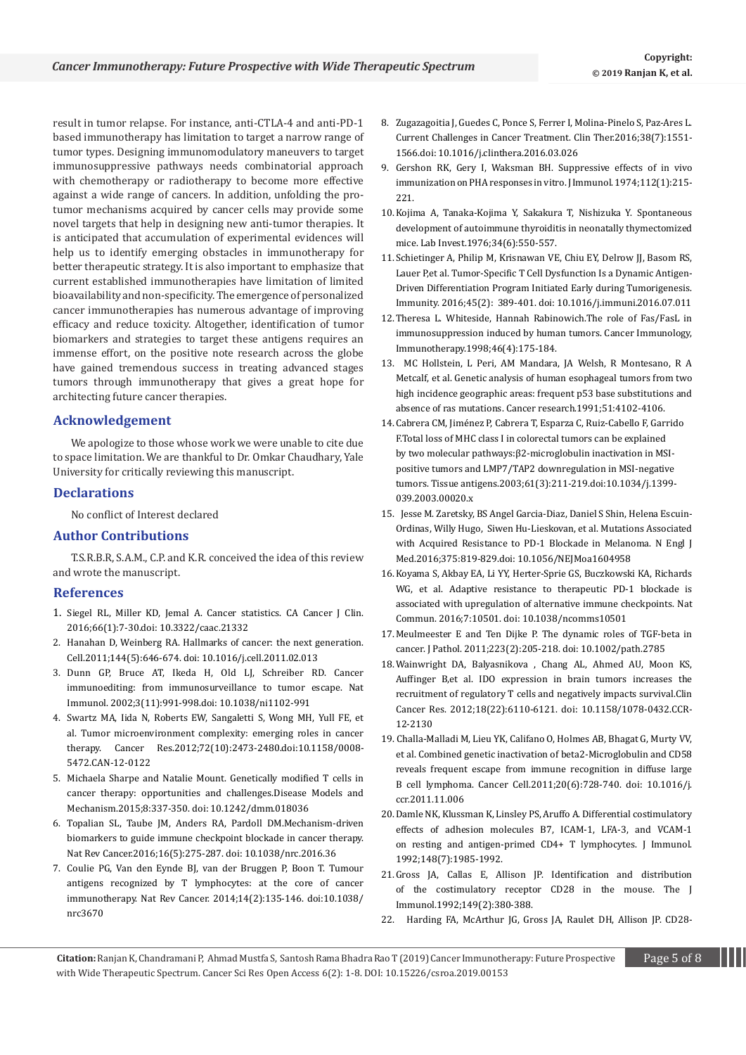result in tumor relapse. For instance, anti-CTLA-4 and anti-PD-1 based immunotherapy has limitation to target a narrow range of tumor types. Designing immunomodulatory maneuvers to target immunosuppressive pathways needs combinatorial approach with chemotherapy or radiotherapy to become more effective against a wide range of cancers. In addition, unfolding the pro-tumor mechanisms acquired by cancer cells may provide some novel targets that help in designing new anti-tumor therapies. It is anticipated that accumulation of experimental evidences will help us to identify emerging obstacles in immunotherapy for better therapeutic strategy. It is also important to emphasize that current established immunotherapies have limitation of limited bioavailability and non-specificity. The emergence of personalized cancer immunotherapies has numerous advantage of improving efficacy and reduce toxicity. Altogether, identification of tumor biomarkers and strategies to target these antigens requires an immense effort, on the positive note research across the globe have gained tremendous success in treating advanced stages tumors through immunotherapy that gives a great hope for architecting future cancer therapies.

## Acknowledgement

We apologize to those whose work we were unable to cite due to space limitation. We are thankful to Dr. Omkar Chaudhary, Yale University for critically reviewing this manuscript.

## Declarations

No conflict of Interest declared

## Author Contributions

T.S.R.B.R, S.A.M., C.P. and K.R. conceived the idea of this review and wrote the manuscript.

## References

1. Siegel RL, Miller KD, Jemal A. Cancer statistics. CA Cancer J Clin. 2016;66(1):7-30.doi: 10.3322/caac.21332
2. Hanahan D, Weinberg RA. Hallmarks of cancer: the next generation. Cell.2011;144(5):646-674. doi: 10.1016/j.cell.2011.02.013
3. Dunn GP, Bruce AT, Ikeda H, Old LJ, Schreiber RD. Cancer immunoediting: from immunosurveillance to tumor escape. Nat Immunol. 2002;3(11):991-998.doi: 10.1038/ni1102-991
4. Swartz MA, Iida N, Roberts EW, Sangaletti S, Wong MH, Yull FE, et al. Tumor microenvironment complexity: emerging roles in cancer therapy. Cancer Res.2012;72(10):2473-2480.doi:10.1158/0008-5472.CAN-12-0122
5. Michaela Sharpe and Natalie Mount. Genetically modified T cells in cancer therapy: opportunities and challenges.Disease Models and Mechanism.2015;8:337-350. doi: 10.1242/dmm.018036
6. Topalian SL, Taube JM, Anders RA, Pardoll DM.Mechanism-driven biomarkers to guide immune checkpoint blockade in cancer therapy. Nat Rev Cancer.2016;16(5):275-287. doi: 10.1038/nrc.2016.36
7. Coulie PG, Van den Eynde BJ, van der Bruggen P, Boon T. Tumour antigens recognized by T lymphocytes: at the core of cancer immunotherapy. Nat Rev Cancer. 2014;14(2):135-146. doi:10.1038/nrc3670
8. Zugazagoitia J, Guedes C, Ponce S, Ferrer I, Molina-Pinelo S, Paz-Ares L. Current Challenges in Cancer Treatment. Clin Ther.2016;38(7):1551-1566.doi: 10.1016/j.clinthera.2016.03.026
9. Gershon RK, Gery I, Waksman BH. Suppressive effects of in vivo immunization on PHA responses in vitro. J Immunol. 1974;112(1):215-221.
10. Kojima A, Tanaka-Kojima Y, Sakakura T, Nishizuka Y. Spontaneous development of autoimmune thyroiditis in neonatally thymectomized mice. Lab Invest.1976;34(6):550-557.
11. Schietinger A, Philip M, Krisnawan VE, Chiu EY, Delrow JJ, Basom RS, Lauer P,et al. Tumor-Specific T Cell Dysfunction Is a Dynamic Antigen-Driven Differentiation Program Initiated Early during Tumorigenesis. Immunity. 2016;45(2): 389-401. doi: 10.1016/j.immuni.2016.07.011
12. Theresa L. Whiteside, Hannah Rabinowich.The role of Fas/FasL in immunosuppression induced by human tumors. Cancer Immunology, Immunotherapy.1998;46(4):175-184.
13. MC Hollstein, L Peri, AM Mandara, JA Welsh, R Montesano, R A Metcalf, et al. Genetic analysis of human esophageal tumors from two high incidence geographic areas: frequent p53 base substitutions and absence of ras mutations. Cancer research.1991;51:4102-4106.
14. Cabrera CM, Jiménez P, Cabrera T, Esparza C, Ruiz-Cabello F, Garrido F.Total loss of MHC class I in colorectal tumors can be explained by two molecular pathways:β2-microglobulin inactivation in MSI-positive tumors and LMP7/TAP2 downregulation in MSI-negative tumors. Tissue antigens.2003;61(3):211-219.doi:10.1034/j.1399-039.2003.00020.x
15. Jesse M. Zaretsky, BS Angel Garcia-Diaz, Daniel S Shin, Helena Escuin-Ordinas, Willy Hugo, Siwen Hu-Lieskovan, et al. Mutations Associated with Acquired Resistance to PD-1 Blockade in Melanoma. N Engl J Med.2016;375:819-829.doi: 10.1056/NEJMoa1604958
16. Koyama S, Akbay EA, Li YY, Herter-Sprie GS, Buczkowski KA, Richards WG, et al. Adaptive resistance to therapeutic PD-1 blockade is associated with upregulation of alternative immune checkpoints. Nat Commun. 2016;7:10501. doi: 10.1038/ncomms10501
17. Meulmeester E and Ten Dijke P. The dynamic roles of TGF-beta in cancer. J Pathol. 2011;223(2):205-218. doi: 10.1002/path.2785
18. Wainwright DA, Balyasnikova , Chang AL, Ahmed AU, Moon KS, Auffinger B,et al. IDO expression in brain tumors increases the recruitment of regulatory T cells and negatively impacts survival.Clin Cancer Res. 2012;18(22):6110-6121. doi: 10.1158/1078-0432.CCR-12-2130
19. Challa-Malladi M, Lieu YK, Califano O, Holmes AB, Bhagat G, Murty VV, et al. Combined genetic inactivation of beta2-Microglobulin and CD58 reveals frequent escape from immune recognition in diffuse large B cell lymphoma. Cancer Cell.2011;20(6):728-740. doi: 10.1016/j.ccr.2011.11.006
20. Damle NK, Klussman K, Linsley PS, Aruffo A. Differential costimulatory effects of adhesion molecules B7, ICAM-1, LFA-3, and VCAM-1 on resting and antigen-primed CD4+ T lymphocytes. J Immunol. 1992;148(7):1985-1992.
21. Gross JA, Callas E, Allison JP. Identification and distribution of the costimulatory receptor CD28 in the mouse. The J Immunol.1992;149(2):380-388.
22. Harding FA, McArthur JG, Gross JA, Raulet DH, Allison JP. CD28-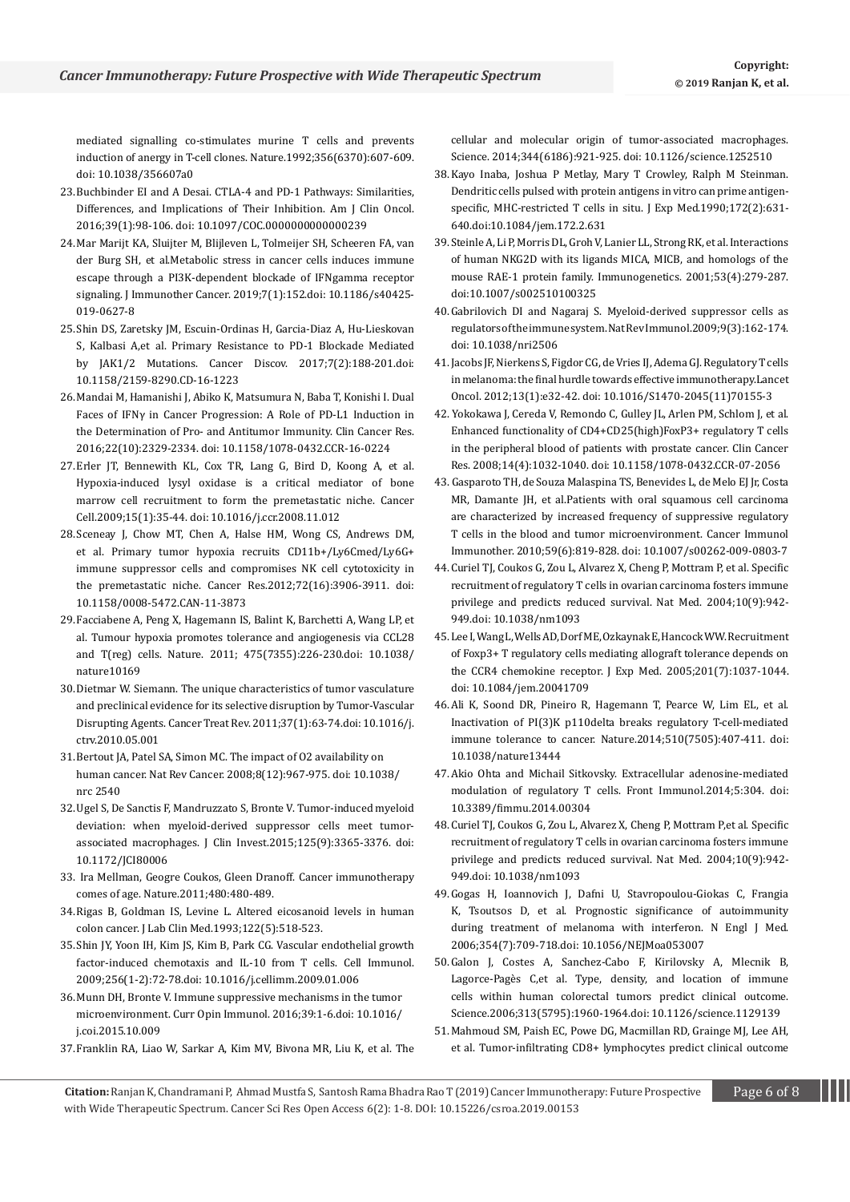mediated signalling co-stimulates murine T cells and prevents induction of anergy in T-cell clones. Nature.1992;356(6370):607-609. doi: 10.1038/356607a0

23. Buchbinder EI and A Desai. CTLA-4 and PD-1 Pathways: Similarities, Differences, and Implications of Their Inhibition. Am J Clin Oncol. 2016;39(1):98-106. doi: 10.1097/COC.0000000000000239
24. Mar Marijt KA, Sluijter M, Blijleven L, Tolmeijer SH, Scheeren FA, van der Burg SH, et al.Metabolic stress in cancer cells induces immune escape through a PI3K-dependent blockade of IFNgamma receptor signaling. J Immunother Cancer. 2019;7(1):152.doi: 10.1186/s40425-019-0627-8
25. Shin DS, Zaretsky JM, Escuin-Ordinas H, Garcia-Diaz A, Hu-Lieskovan S, Kalbasi A,et al. Primary Resistance to PD-1 Blockade Mediated by JAK1/2 Mutations. Cancer Discov. 2017;7(2):188-201.doi: 10.1158/2159-8290.CD-16-1223
26. Mandai M, Hamanishi J, Abiko K, Matsumura N, Baba T, Konishi I. Dual Faces of IFNγ in Cancer Progression: A Role of PD-L1 Induction in the Determination of Pro- and Antitumor Immunity. Clin Cancer Res. 2016;22(10):2329-2334. doi: 10.1158/1078-0432.CCR-16-0224
27. Erler JT, Bennewith KL, Cox TR, Lang G, Bird D, Koong A, et al. Hypoxia-induced lysyl oxidase is a critical mediator of bone marrow cell recruitment to form the premetastatic niche. Cancer Cell.2009;15(1):35-44. doi: 10.1016/j.ccr.2008.11.012
28. Sceneay J, Chow MT, Chen A, Halse HM, Wong CS, Andrews DM, et al. Primary tumor hypoxia recruits CD11b+/Ly6Cmed/Ly6G+ immune suppressor cells and compromises NK cell cytotoxicity in the premetastatic niche. Cancer Res.2012;72(16):3906-3911. doi: 10.1158/0008-5472.CAN-11-3873
29. Facciabene A, Peng X, Hagemann IS, Balint K, Barchetti A, Wang LP, et al. Tumour hypoxia promotes tolerance and angiogenesis via CCL28 and T(reg) cells. Nature. 2011; 475(7355):226-230.doi: 10.1038/nature10169
30. Dietmar W. Siemann. The unique characteristics of tumor vasculature and preclinical evidence for its selective disruption by Tumor-Vascular Disrupting Agents. Cancer Treat Rev. 2011;37(1):63-74.doi: 10.1016/j.ctrv.2010.05.001
31. Bertout JA, Patel SA, Simon MC. The impact of O2 availability on human cancer. Nat Rev Cancer. 2008;8(12):967-975. doi: 10.1038/nrc 2540
32. Ugel S, De Sanctis F, Mandruzzato S, Bronte V. Tumor-induced myeloid deviation: when myeloid-derived suppressor cells meet tumor-associated macrophages. J Clin Invest.2015;125(9):3365-3376. doi: 10.1172/JCI80006
33. Ira Mellman, Geogre Coukos, Gleen Dranoff. Cancer immunotherapy comes of age. Nature.2011;480:480-489.
34. Rigas B, Goldman IS, Levine L. Altered eicosanoid levels in human colon cancer. J Lab Clin Med.1993;122(5):518-523.
35. Shin JY, Yoon IH, Kim JS, Kim B, Park CG. Vascular endothelial growth factor-induced chemotaxis and IL-10 from T cells. Cell Immunol. 2009;256(1-2):72-78.doi: 10.1016/j.cellimm.2009.01.006
36. Munn DH, Bronte V. Immune suppressive mechanisms in the tumor microenvironment. Curr Opin Immunol. 2016;39:1-6.doi: 10.1016/j.coi.2015.10.009
37. Franklin RA, Liao W, Sarkar A, Kim MV, Bivona MR, Liu K, et al. The cellular and molecular origin of tumor-associated macrophages. Science. 2014;344(6186):921-925. doi: 10.1126/science.1252510
38. Kayo Inaba, Joshua P Metlay, Mary T Crowley, Ralph M Steinman. Dendritic cells pulsed with protein antigens in vitro can prime antigen-specific, MHC-restricted T cells in situ. J Exp Med.1990;172(2):631-640.doi:10.1084/jem.172.2.631
39. Steinle A, Li P, Morris DL, Groh V, Lanier LL, Strong RK, et al. Interactions of human NKG2D with its ligands MICA, MICB, and homologs of the mouse RAE-1 protein family. Immunogenetics. 2001;53(4):279-287. doi:10.1007/s002510100325
40. Gabrilovich DI and Nagaraj S. Myeloid-derived suppressor cells as regulators of the immune system. Nat Rev Immunol. 2009;9(3):162-174. doi: 10.1038/nri2506
41. Jacobs JF, Nierkens S, Figdor CG, de Vries IJ, Adema GJ. Regulatory T cells in melanoma: the final hurdle towards effective immunotherapy.Lancet Oncol. 2012;13(1):e32-42. doi: 10.1016/S1470-2045(11)70155-3
42. Yokokawa J, Cereda V, Remondo C, Gulley JL, Arlen PM, Schlom J, et al. Enhanced functionality of CD4+CD25(high)FoxP3+ regulatory T cells in the peripheral blood of patients with prostate cancer. Clin Cancer Res. 2008;14(4):1032-1040. doi: 10.1158/1078-0432.CCR-07-2056
43. Gasparoto TH, de Souza Malaspina TS, Benevides L, de Melo EJ Jr, Costa MR, Damante JH, et al.Patients with oral squamous cell carcinoma are characterized by increased frequency of suppressive regulatory T cells in the blood and tumor microenvironment. Cancer Immunol Immunother. 2010;59(6):819-828. doi: 10.1007/s00262-009-0803-7
44. Curiel TJ, Coukos G, Zou L, Alvarez X, Cheng P, Mottram P, et al. Specific recruitment of regulatory T cells in ovarian carcinoma fosters immune privilege and predicts reduced survival. Nat Med. 2004;10(9):942-949.doi: 10.1038/nm1093
45. Lee I, Wang L, Wells AD, Dorf ME, Ozkaynak E, Hancock WW. Recruitment of Foxp3+ T regulatory cells mediating allograft tolerance depends on the CCR4 chemokine receptor. J Exp Med. 2005;201(7):1037-1044. doi: 10.1084/jem.20041709
46. Ali K, Soond DR, Pineiro R, Hagemann T, Pearce W, Lim EL, et al. Inactivation of PI(3)K p110delta breaks regulatory T-cell-mediated immune tolerance to cancer. Nature.2014;510(7505):407-411. doi: 10.1038/nature13444
47. Akio Ohta and Michail Sitkovsky. Extracellular adenosine-mediated modulation of regulatory T cells. Front Immunol.2014;5:304. doi: 10.3389/fimmu.2014.00304
48. Curiel TJ, Coukos G, Zou L, Alvarez X, Cheng P, Mottram P,et al. Specific recruitment of regulatory T cells in ovarian carcinoma fosters immune privilege and predicts reduced survival. Nat Med. 2004;10(9):942-949.doi: 10.1038/nm1093
49. Gogas H, Ioannovich J, Dafni U, Stavropoulou-Giokas C, Frangia K, Tsoutsos D, et al. Prognostic significance of autoimmunity during treatment of melanoma with interferon. N Engl J Med. 2006;354(7):709-718.doi: 10.1056/NEJMoa053007
50. Galon J, Costes A, Sanchez-Cabo F, Kirilovsky A, Mlecnik B, Lagorce-Pagès C,et al. Type, density, and location of immune cells within human colorectal tumors predict clinical outcome. Science.2006;313(5795):1960-1964.doi: 10.1126/science.1129139
51. Mahmoud SM, Paish EC, Powe DG, Macmillan RD, Grainge MJ, Lee AH, et al. Tumor-infiltrating CD8+ lymphocytes predict clinical outcome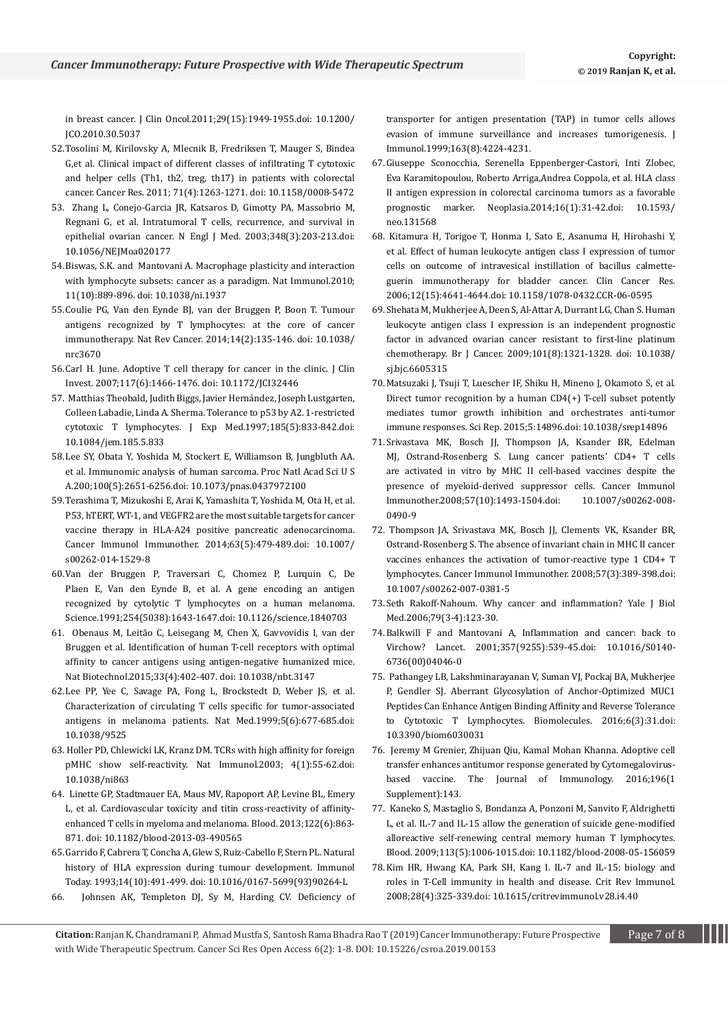in breast cancer. J Clin Oncol.2011;29(15):1949-1955.doi: 10.1200/JCO.2010.30.5037

52. Tosolini M, Kirilovsky A, Mlecnik B, Fredriksen T, Mauger S, Bindea G,et al. Clinical impact of different classes of infiltrating T cytotoxic and helper cells (Th1, th2, treg, th17) in patients with colorectal cancer. Cancer Res. 2011; 71(4):1263-1271. doi: 10.1158/0008-5472

53. Zhang L, Conejo-Garcia JR, Katsaros D, Gimotty PA, Massobrio M, Regnani G, et al. Intratumoral T cells, recurrence, and survival in epithelial ovarian cancer. N Engl J Med. 2003;348(3):203-213.doi: 10.1056/NEJMoa020177

54. Biswas, S.K. and Mantovani A. Macrophage plasticity and interaction with lymphocyte subsets: cancer as a paradigm. Nat Immunol.2010; 11(10):889-896. doi: 10.1038/ni.1937

55. Coulie PG, Van den Eynde BJ, van der Bruggen P, Boon T. Tumour antigens recognized by T lymphocytes: at the core of cancer immunotherapy. Nat Rev Cancer. 2014;14(2):135-146. doi: 10.1038/nrc3670

56. Carl H. June. Adoptive T cell therapy for cancer in the clinic. J Clin Invest. 2007;117(6):1466-1476. doi: 10.1172/JCI32446

57. Matthias Theobald, Judith Biggs, Javier Hernández, Joseph Lustgarten, Colleen Labadie, Linda A. Sherma. Tolerance to p53 by A2. 1-restricted cytotoxic T lymphocytes. J Exp Med.1997;185(5):833-842.doi: 10.1084/jem.185.5.833

58. Lee SY, Obata Y, Yoshida M, Stockert E, Williamson B, Jungbluth AA. et al. Immunomic analysis of human sarcoma. Proc Natl Acad Sci U S A.200;100(5):2651-6256.doi: 10.1073/pnas.0437972100

59. Terashima T, Mizukoshi E, Arai K, Yamashita T, Yoshida M, Ota H, et al. P53, hTERT, WT-1, and VEGFR2 are the most suitable targets for cancer vaccine therapy in HLA-A24 positive pancreatic adenocarcinoma. Cancer Immunol Immunother. 2014;63(5):479-489.doi: 10.1007/s00262-014-1529-8

60. Van der Bruggen P, Traversari C, Chomez P, Lurquin C, De Plaen E, Van den Eynde B, et al. A gene encoding an antigen recognized by cytolytic T lymphocytes on a human melanoma. Science.1991;254(5038):1643-1647.doi: 10.1126/science.1840703

61. Obenaus M, Leitão C, Leisegang M, Chen X, Gavvovidis I, van der Bruggen et al. Identification of human T-cell receptors with optimal affinity to cancer antigens using antigen-negative humanized mice. Nat Biotechnol.2015;33(4):402-407. doi: 10.1038/nbt.3147

62. Lee PP, Yee C, Savage PA, Fong L, Brockstedt D, Weber JS, et al. Characterization of circulating T cells specific for tumor-associated antigens in melanoma patients. Nat Med.1999;5(6):677-685.doi: 10.1038/9525

63. Holler PD, Chlewicki LK, Kranz DM. TCRs with high affinity for foreign pMHC show self-reactivity. Nat Immunol.2003; 4(1):55-62.doi: 10.1038/ni863

64. Linette GP, Stadtmauer EA, Maus MV, Rapoport AP, Levine BL, Emery L, et al. Cardiovascular toxicity and titin cross-reactivity of affinity-enhanced T cells in myeloma and melanoma. Blood. 2013;122(6):863-871. doi: 10.1182/blood-2013-03-490565

65. Garrido F, Cabrera T, Concha A, Glew S, Ruiz-Cabello F, Stern PL. Natural history of HLA expression during tumour development. Immunol Today. 1993;14(10):491-499. doi: 10.1016/0167-5699(93)90264-L

66. Johnsen AK, Templeton DJ, Sy M, Harding CV. Deficiency of transporter for antigen presentation (TAP) in tumor cells allows evasion of immune surveillance and increases tumorigenesis. J Immunol.1999;163(8):4224-4231.

67. Giuseppe Sconocchia, Serenella Eppenberger-Castori, Inti Zlobec, Eva Karamitopoulou, Roberto Arriga,Andrea Coppola, et al. HLA class II antigen expression in colorectal carcinoma tumors as a favorable prognostic marker. Neoplasia.2014;16(1):31-42.doi: 10.1593/neo.131568

68. Kitamura H, Torigoe T, Honma I, Sato E, Asanuma H, Hirohashi Y, et al. Effect of human leukocyte antigen class I expression of tumor cells on outcome of intravesical instillation of bacillus calmette-guerin immunotherapy for bladder cancer. Clin Cancer Res. 2006;12(15):4641-4644.doi: 10.1158/1078-0432.CCR-06-0595

69. Shehata M, Mukherjee A, Deen S, Al-Attar A, Durrant LG, Chan S. Human leukocyte antigen class I expression is an independent prognostic factor in advanced ovarian cancer resistant to first-line platinum chemotherapy. Br J Cancer. 2009;101(8):1321-1328. doi: 10.1038/sj.bjc.6605315

70. Matsuzaki J, Tsuji T, Luescher IF, Shiku H, Mineno J, Okamoto S, et al. Direct tumor recognition by a human CD4(+) T-cell subset potently mediates tumor growth inhibition and orchestrates anti-tumor immune responses. Sci Rep. 2015;5:14896.doi: 10.1038/srep14896

71. Srivastava MK, Bosch JJ, Thompson JA, Ksander BR, Edelman MJ, Ostrand-Rosenberg S. Lung cancer patients' CD4+ T cells are activated in vitro by MHC II cell-based vaccines despite the presence of myeloid-derived suppressor cells. Cancer Immunol Immunother.2008;57(10):1493-1504.doi: 10.1007/s00262-008-0490-9

72. Thompson JA, Srivastava MK, Bosch JJ, Clements VK, Ksander BR, Ostrand-Rosenberg S. The absence of invariant chain in MHC II cancer vaccines enhances the activation of tumor-reactive type 1 CD4+ T lymphocytes. Cancer Immunol Immunother. 2008;57(3):389-398.doi: 10.1007/s00262-007-0381-5

73. Seth Rakoff-Nahoum. Why cancer and inflammation? Yale J Biol Med.2006;79(3-4):123-30.

74. Balkwill F and Mantovani A, Inflammation and cancer: back to Virchow? Lancet. 2001;357(9255):539-45.doi: 10.1016/S0140-6736(00)04046-0

75. Pathangey LB, Lakshminarayanan V, Suman VJ, Pockaj BA, Mukherjee P, Gendler SJ. Aberrant Glycosylation of Anchor-Optimized MUC1 Peptides Can Enhance Antigen Binding Affinity and Reverse Tolerance to Cytotoxic T Lymphocytes. Biomolecules. 2016;6(3):31.doi: 10.3390/biom6030031

76. Jeremy M Grenier, Zhijuan Qiu, Kamal Mohan Khanna. Adoptive cell transfer enhances antitumor response generated by Cytomegalovirus-based vaccine. The Journal of Immunology. 2016;196(1 Supplement):143.

77. Kaneko S, Mastaglio S, Bondanza A, Ponzoni M, Sanvito F, Aldrighetti L, et al. IL-7 and IL-15 allow the generation of suicide gene-modified alloreactive self-renewing central memory human T lymphocytes. Blood. 2009;113(5):1006-1015.doi: 10.1182/blood-2008-05-156059

78. Kim HR, Hwang KA, Park SH, Kang I. IL-7 and IL-15: biology and roles in T-Cell immunity in health and disease. Crit Rev Immunol. 2008;28(4):325-339.doi: 10.1615/critrevimmunol.v28.i4.40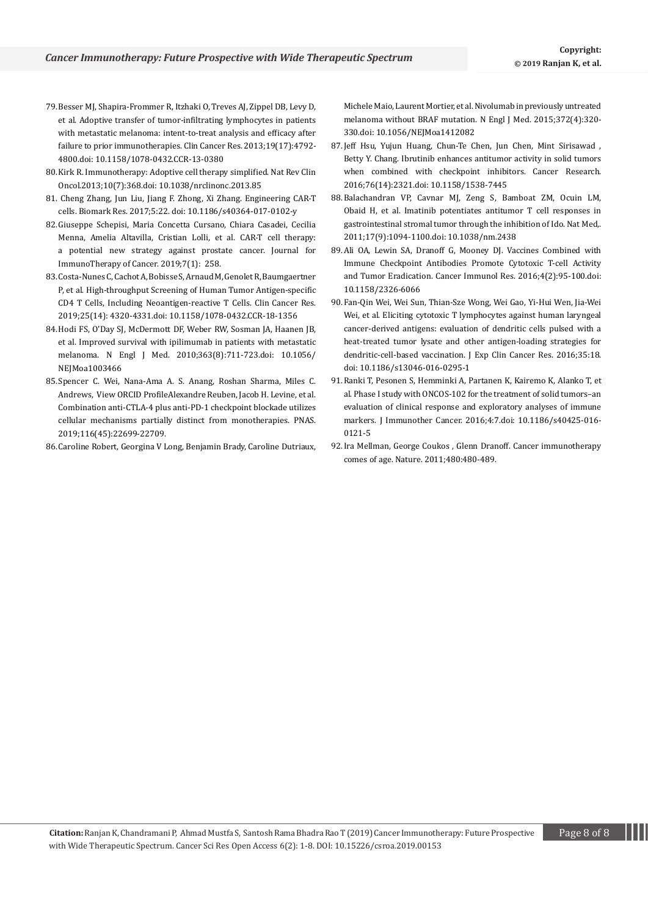79. Besser MJ, Shapira-Frommer R, Itzhaki O, Treves AJ, Zippel DB, Levy D, et al. Adoptive transfer of tumor-infiltrating lymphocytes in patients with metastatic melanoma: intent-to-treat analysis and efficacy after failure to prior immunotherapies. Clin Cancer Res. 2013;19(17):4792-4800.doi: 10.1158/1078-0432.CCR-13-0380

80. Kirk R. Immunotherapy: Adoptive cell therapy simplified. Nat Rev Clin Oncol.2013;10(7):368.doi: 10.1038/nrclinonc.2013.85

81. Cheng Zhang, Jun Liu, Jiang F. Zhong, Xi Zhang. Engineering CAR-T cells. Biomark Res. 2017;5:22. doi: 10.1186/s40364-017-0102-y

82. Giuseppe Schepisi, Maria Concetta Cursano, Chiara Casadei, Cecilia Menna, Amelia Altavilla, Cristian Lolli, et al. CAR-T cell therapy: a potential new strategy against prostate cancer. Journal for ImmunoTherapy of Cancer. 2019;7(1): 258.

83. Costa-Nunes C, Cachot A, Bobisse S, Arnaud M, Genolet R, Baumgaertner P, et al. High-throughput Screening of Human Tumor Antigen-specific CD4 T Cells, Including Neoantigen-reactive T Cells. Clin Cancer Res. 2019;25(14): 4320-4331.doi: 10.1158/1078-0432.CCR-18-1356

84. Hodi FS, O'Day SJ, McDermott DF, Weber RW, Sosman JA, Haanen JB, et al. Improved survival with ipilimumab in patients with metastatic melanoma. N Engl J Med. 2010;363(8):711-723.doi: 10.1056/NEJMoa1003466

85. Spencer C. Wei, Nana-Ama A. S. Anang, Roshan Sharma, Miles C. Andrews, View ORCID ProfileAlexandre Reuben, Jacob H. Levine, et al. Combination anti-CTLA-4 plus anti-PD-1 checkpoint blockade utilizes cellular mechanisms partially distinct from monotherapies. PNAS. 2019;116(45):22699-22709.

86. Caroline Robert, Georgina V Long, Benjamin Brady, Caroline Dutriaux, Michele Maio, Laurent Mortier, et al. Nivolumab in previously untreated melanoma without BRAF mutation. N Engl J Med. 2015;372(4):320-330.doi: 10.1056/NEJMoa1412082

87. Jeff Hsu, Yujun Huang, Chun-Te Chen, Jun Chen, Mint Sirisawad , Betty Y. Chang. Ibrutinib enhances antitumor activity in solid tumors when combined with checkpoint inhibitors. Cancer Research. 2016;76(14):2321.doi: 10.1158/1538-7445

88. Balachandran VP, Cavnar MJ, Zeng S, Bamboat ZM, Ocuin LM, Obaid H, et al. Imatinib potentiates antitumor T cell responses in gastrointestinal stromal tumor through the inhibition of Ido. Nat Med,. 2011;17(9):1094-1100.doi: 10.1038/nm.2438

89. Ali OA, Lewin SA, Dranoff G, Mooney DJ. Vaccines Combined with Immune Checkpoint Antibodies Promote Cytotoxic T-cell Activity and Tumor Eradication. Cancer Immunol Res. 2016;4(2):95-100.doi: 10.1158/2326-6066

90. Fan-Qin Wei, Wei Sun, Thian-Sze Wong, Wei Gao, Yi-Hui Wen, Jia-Wei Wei, et al. Eliciting cytotoxic T lymphocytes against human laryngeal cancer-derived antigens: evaluation of dendritic cells pulsed with a heat-treated tumor lysate and other antigen-loading strategies for dendritic-cell-based vaccination. J Exp Clin Cancer Res. 2016;35:18. doi: 10.1186/s13046-016-0295-1

91. Ranki T, Pesonen S, Hemminki A, Partanen K, Kairemo K, Alanko T, et al. Phase I study with ONCOS-102 for the treatment of solid tumors–an evaluation of clinical response and exploratory analyses of immune markers. J Immunother Cancer. 2016;4:7.doi: 10.1186/s40425-016-0121-5

92. Ira Mellman, George Coukos , Glenn Dranoff. Cancer immunotherapy comes of age. Nature. 2011;480:480-489.

**Citation:** Ranjan K, Chandramani P, Ahmad Mustfa S, Santosh Rama Bhadra Rao T (2019) Cancer Immunotherapy: Future Prospective with Wide Therapeutic Spectrum. Cancer Sci Res Open Access 6(2): 1-8. DOI: 10.15226/csroa.2019.00153